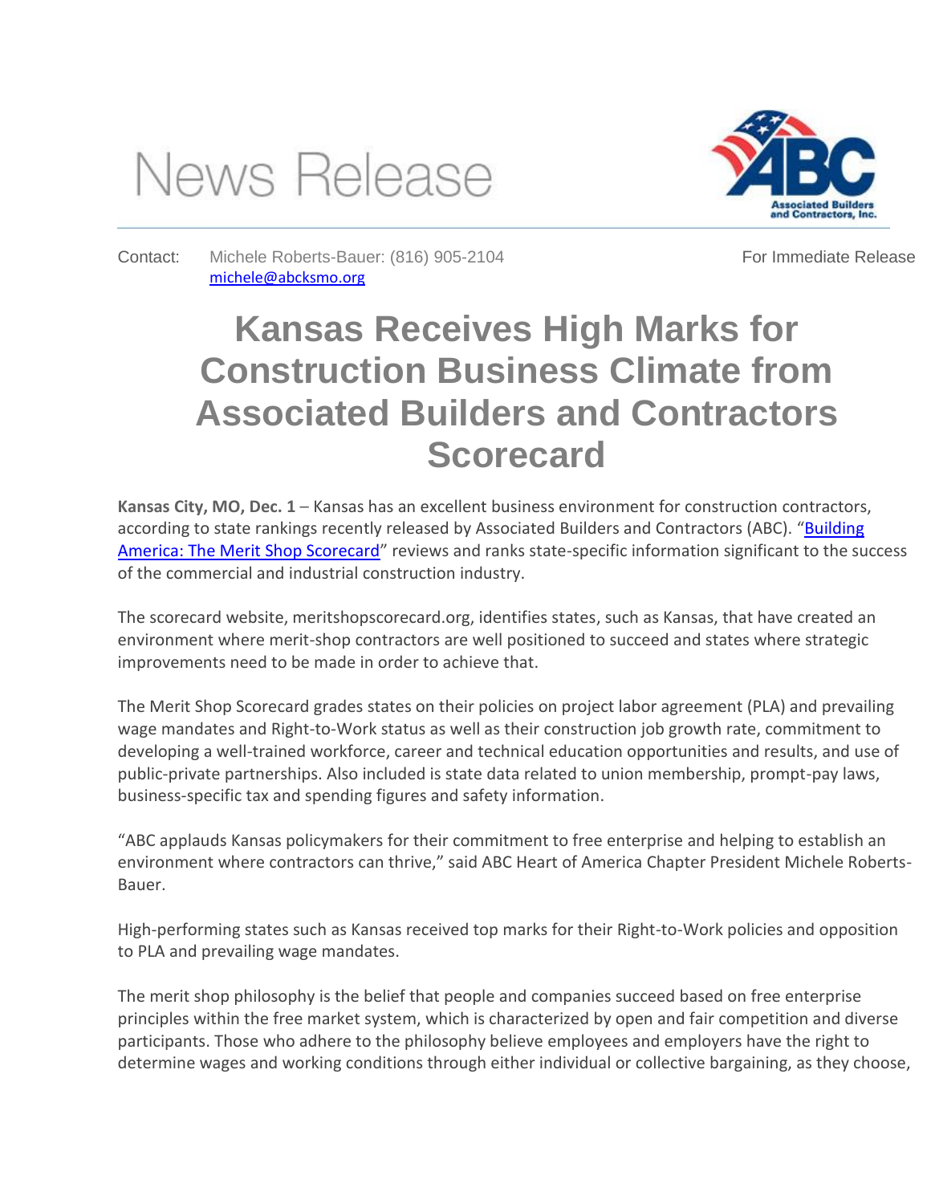News Release

Contact: Michele Roberts-Bauer: (816) 905-2104 michele@abcksmo.org

For Immediate Release

# Kansas Receives High Marks for Construction Business Climate from Associated Builders and Contractors Scorecard

**Kansas City, MO, Dec. 1** – Kansas has an excellent business environment for construction contractors, according to state rankings recently released by Associated Builders and Contractors (ABC). "Building America: The Merit Shop Scorecard" reviews and ranks state-specific information significant to the success of the commercial and industrial construction industry.

The scorecard website, meritshopscorecard.org, identifies states, such as Kansas, that have created an environment where merit-shop contractors are well positioned to succeed and states where strategic improvements need to be made in order to achieve that.

The Merit Shop Scorecard grades states on their policies on project labor agreement (PLA) and prevailing wage mandates and Right-to-Work status as well as their construction job growth rate, commitment to developing a well-trained workforce, career and technical education opportunities and results, and use of public-private partnerships. Also included is state data related to union membership, prompt-pay laws, business-specific tax and spending figures and safety information.

"ABC applauds Kansas policymakers for their commitment to free enterprise and helping to establish an environment where contractors can thrive," said ABC Heart of America Chapter President Michele Roberts-Bauer.

High-performing states such as Kansas received top marks for their Right-to-Work policies and opposition to PLA and prevailing wage mandates.

The merit shop philosophy is the belief that people and companies succeed based on free enterprise principles within the free market system, which is characterized by open and fair competition and diverse participants. Those who adhere to the philosophy believe employees and employers have the right to determine wages and working conditions through either individual or collective bargaining, as they choose,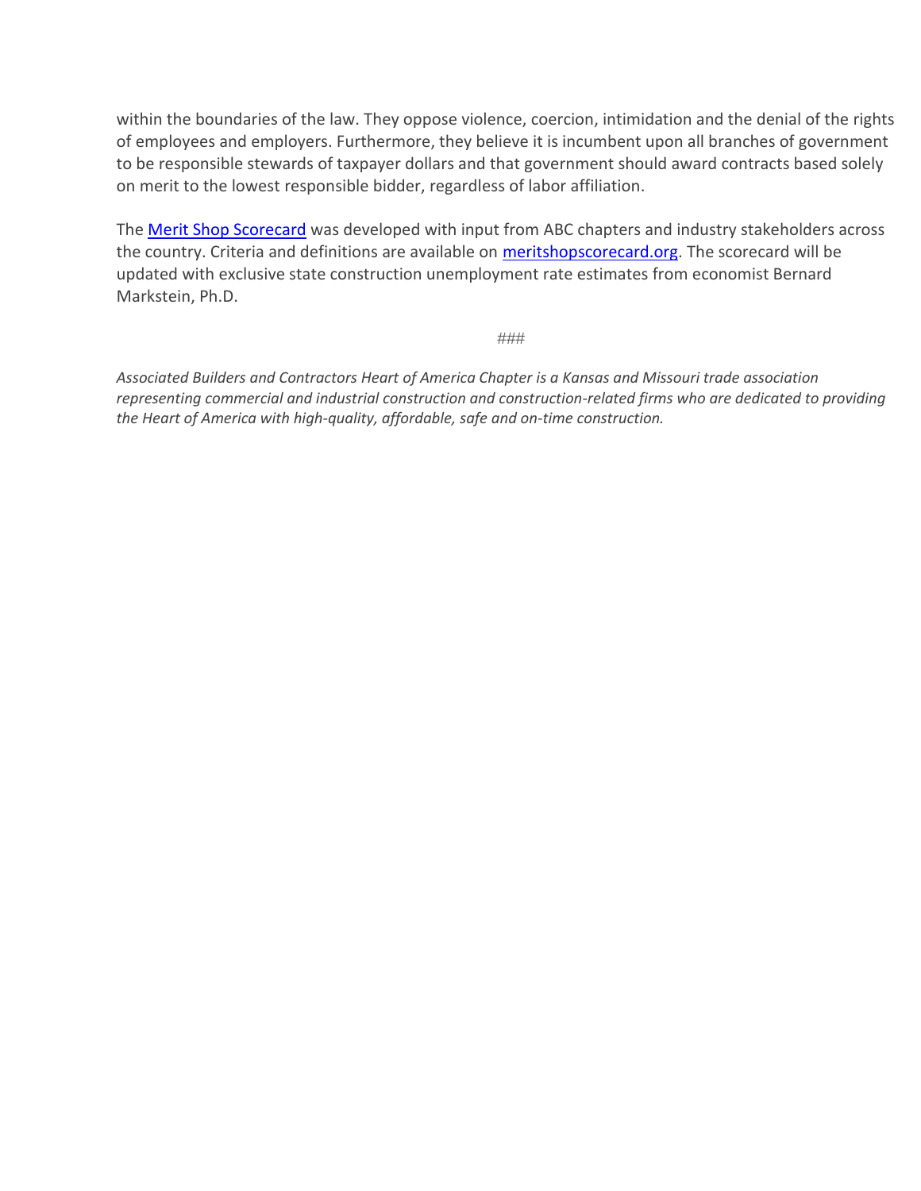within the boundaries of the law. They oppose violence, coercion, intimidation and the denial of the rights of employees and employers. Furthermore, they believe it is incumbent upon all branches of government to be responsible stewards of taxpayer dollars and that government should award contracts based solely on merit to the lowest responsible bidder, regardless of labor affiliation.

The Merit Shop Scorecard was developed with input from ABC chapters and industry stakeholders across the country. Criteria and definitions are available on meritshopscorecard.org. The scorecard will be updated with exclusive state construction unemployment rate estimates from economist Bernard Markstein, Ph.D.

###

*Associated Builders and Contractors Heart of America Chapter is a Kansas and Missouri trade association representing commercial and industrial construction and construction-related firms who are dedicated to providing the Heart of America with high-quality, affordable, safe and on-time construction.*